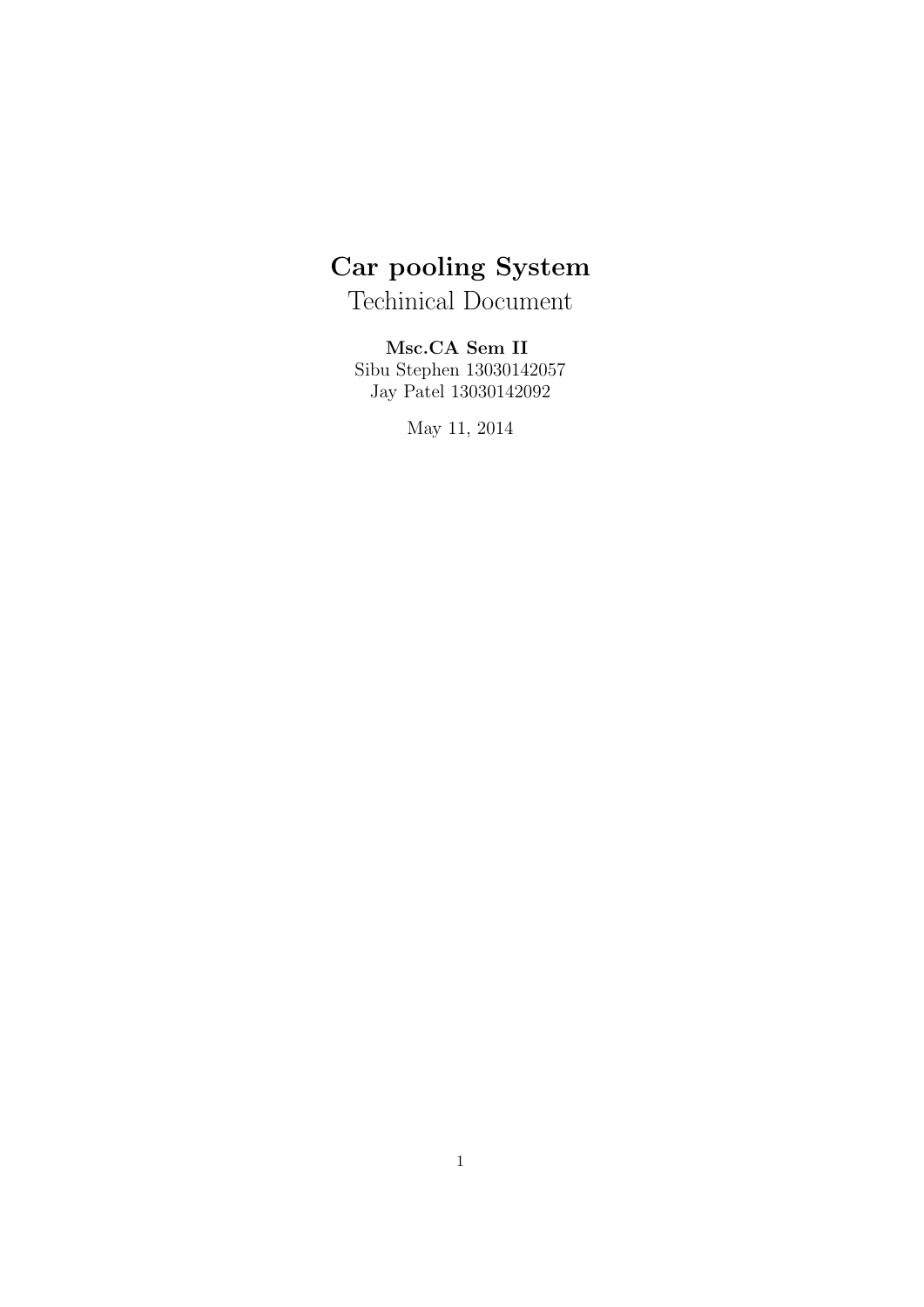# Car pooling System

Techinical Document

**Msc.CA Sem II**

Sibu Stephen 13030142057

Jay Patel 13030142092

May 11, 2014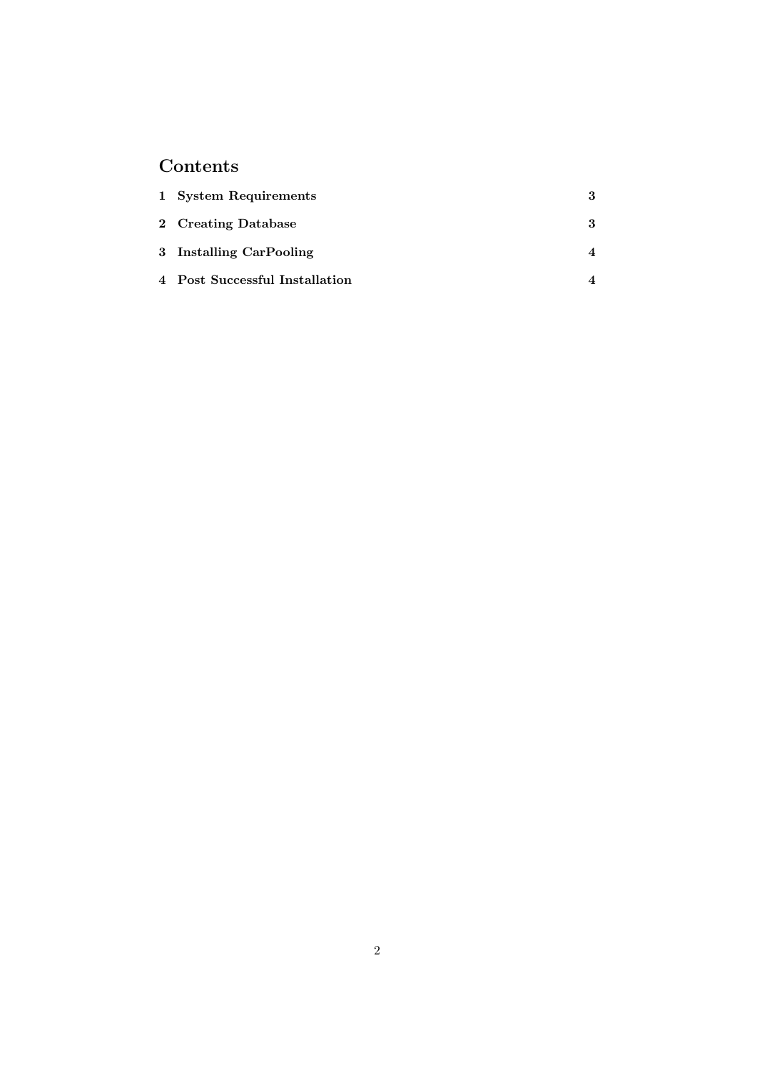# Contents

| | | |
|---|---|---|
| **1** | **System Requirements** | **3** |
| **2** | **Creating Database** | **3** |
| **3** | **Installing CarPooling** | **4** |
| **4** | **Post Successful Installation** | **4** |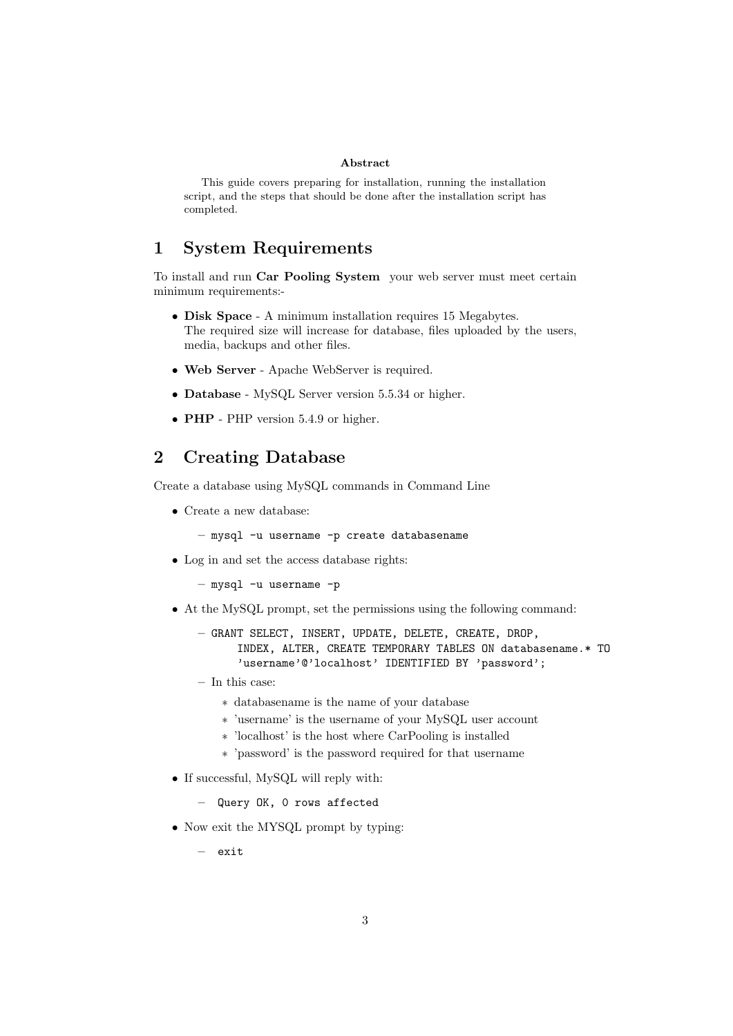**Abstract**

This guide covers preparing for installation, running the installation script, and the steps that should be done after the installation script has completed.

# 1 System Requirements

To install and run **Car Pooling System** your web server must meet certain minimum requirements:-

- **Disk Space** - A minimum installation requires 15 Megabytes.
  The required size will increase for database, files uploaded by the users, media, backups and other files.
- **Web Server** - Apache WebServer is required.
- **Database** - MySQL Server version 5.5.34 or higher.
- **PHP** - PHP version 5.4.9 or higher.

# 2 Creating Database

Create a database using MySQL commands in Command Line

- Create a new database:
  - `mysql -u username -p create databasename`
- Log in and set the access database rights:
  - `mysql -u username -p`
- At the MySQL prompt, set the permissions using the following command:
  - ```
    GRANT SELECT, INSERT, UPDATE, DELETE, CREATE, DROP,
        INDEX, ALTER, CREATE TEMPORARY TABLES ON databasename.* TO
        'username'@'localhost' IDENTIFIED BY 'password';
    ```
  - In this case:
    - databasename is the name of your database
    - 'username' is the username of your MySQL user account
    - 'localhost' is the host where CarPooling is installed
    - 'password' is the password required for that username
- If successful, MySQL will reply with:
  - `Query OK, 0 rows affected`
- Now exit the MYSQL prompt by typing:
  - `exit`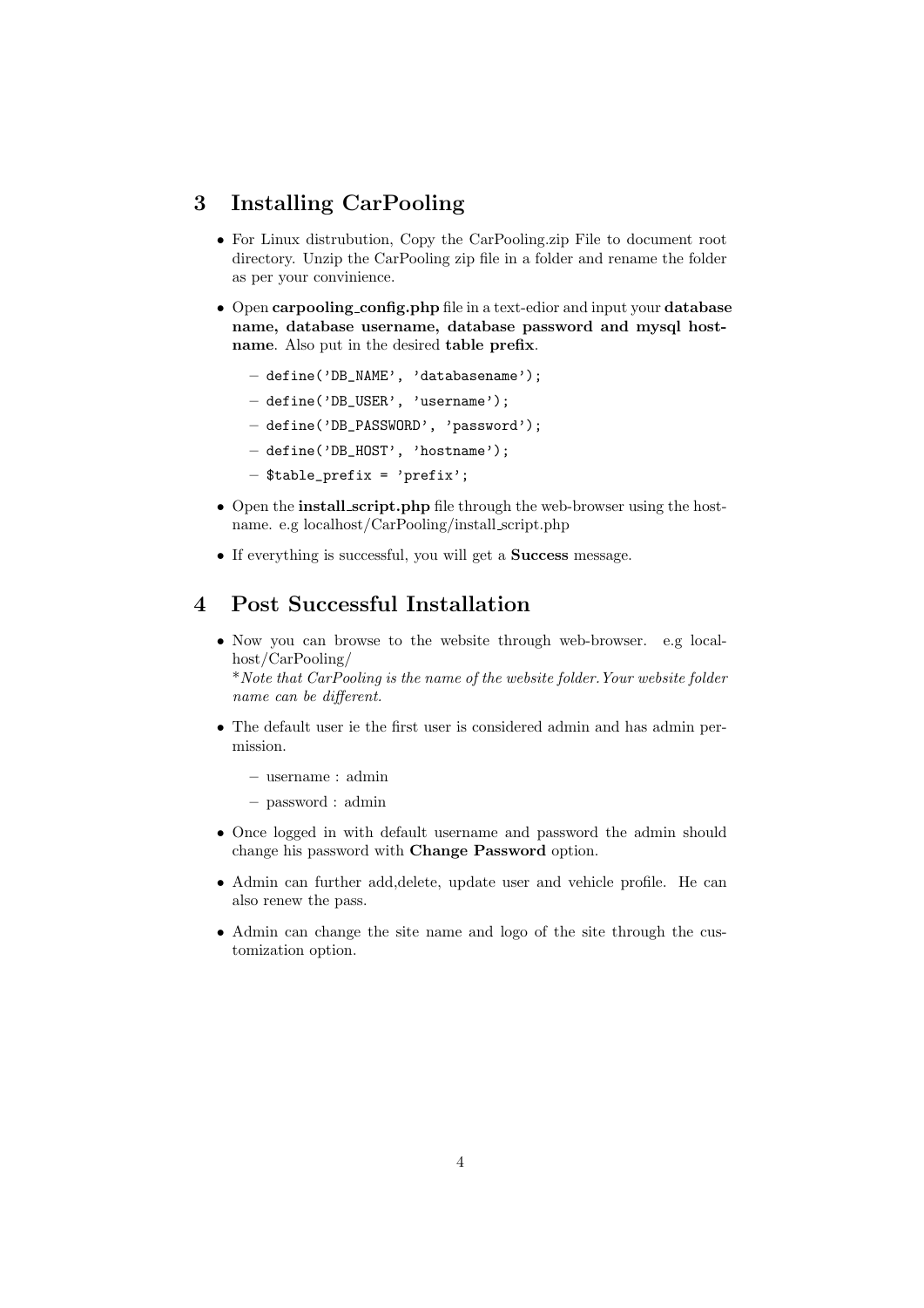## 3 Installing CarPooling

- For Linux distrubution, Copy the CarPooling.zip File to document root directory. Unzip the CarPooling zip file in a folder and rename the folder as per your convinience.
- Open **carpooling_config.php** file in a text-edior and input your **database name, database username, database password and mysql hostname**. Also put in the desired **table prefix**.
  - `define('DB_NAME', 'databasename');`
  - `define('DB_USER', 'username');`
  - `define('DB_PASSWORD', 'password');`
  - `define('DB_HOST', 'hostname');`
  - `$table_prefix = 'prefix';`
- Open the **install_script.php** file through the web-browser using the hostname. e.g localhost/CarPooling/install_script.php
- If everything is successful, you will get a **Success** message.

## 4 Post Successful Installation

- Now you can browse to the website through web-browser. e.g localhost/CarPooling/
  *Note that CarPooling is the name of the website folder. Your website folder name can be different.*
- The default user ie the first user is considered admin and has admin permission.
  - username : admin
  - password : admin
- Once logged in with default username and password the admin should change his password with **Change Password** option.
- Admin can further add,delete, update user and vehicle profile. He can also renew the pass.
- Admin can change the site name and logo of the site through the customization option.